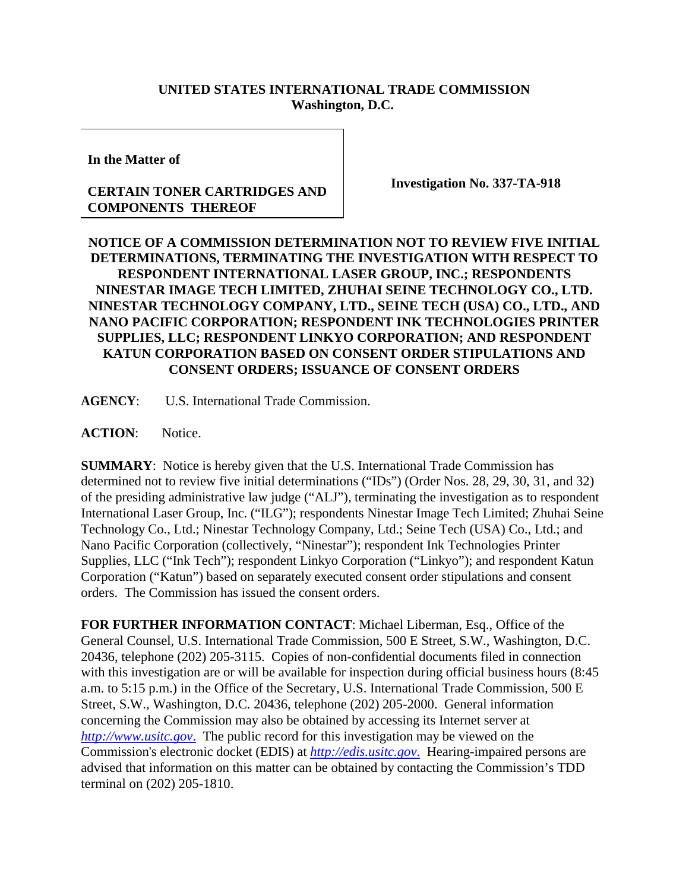**UNITED STATES INTERNATIONAL TRADE COMMISSION**
**Washington, D.C.**

| | |
|---|---|
| **In the Matter of**<br><br>**CERTAIN TONER CARTRIDGES AND COMPONENTS THEREOF** | **Investigation No. 337-TA-918** |

**NOTICE OF A COMMISSION DETERMINATION NOT TO REVIEW FIVE INITIAL DETERMINATIONS, TERMINATING THE INVESTIGATION WITH RESPECT TO RESPONDENT INTERNATIONAL LASER GROUP, INC.; RESPONDENTS NINESTAR IMAGE TECH LIMITED, ZHUHAI SEINE TECHNOLOGY CO., LTD. NINESTAR TECHNOLOGY COMPANY, LTD., SEINE TECH (USA) CO., LTD., AND NANO PACIFIC CORPORATION; RESPONDENT INK TECHNOLOGIES PRINTER SUPPLIES, LLC; RESPONDENT LINKYO CORPORATION; AND RESPONDENT KATUN CORPORATION BASED ON CONSENT ORDER STIPULATIONS AND CONSENT ORDERS; ISSUANCE OF CONSENT ORDERS**

**AGENCY**: U.S. International Trade Commission.

**ACTION**: Notice.

**SUMMARY**: Notice is hereby given that the U.S. International Trade Commission has determined not to review five initial determinations ("IDs") (Order Nos. 28, 29, 30, 31, and 32) of the presiding administrative law judge ("ALJ"), terminating the investigation as to respondent International Laser Group, Inc. ("ILG"); respondents Ninestar Image Tech Limited; Zhuhai Seine Technology Co., Ltd.; Ninestar Technology Company, Ltd.; Seine Tech (USA) Co., Ltd.; and Nano Pacific Corporation (collectively, "Ninestar"); respondent Ink Technologies Printer Supplies, LLC ("Ink Tech"); respondent Linkyo Corporation ("Linkyo"); and respondent Katun Corporation ("Katun") based on separately executed consent order stipulations and consent orders. The Commission has issued the consent orders.

**FOR FURTHER INFORMATION CONTACT**: Michael Liberman, Esq., Office of the General Counsel, U.S. International Trade Commission, 500 E Street, S.W., Washington, D.C. 20436, telephone (202) 205-3115. Copies of non-confidential documents filed in connection with this investigation are or will be available for inspection during official business hours (8:45 a.m. to 5:15 p.m.) in the Office of the Secretary, U.S. International Trade Commission, 500 E Street, S.W., Washington, D.C. 20436, telephone (202) 205-2000. General information concerning the Commission may also be obtained by accessing its Internet server at *http://www.usitc.gov*. The public record for this investigation may be viewed on the Commission's electronic docket (EDIS) at *http://edis.usitc.gov*. Hearing-impaired persons are advised that information on this matter can be obtained by contacting the Commission's TDD terminal on (202) 205-1810.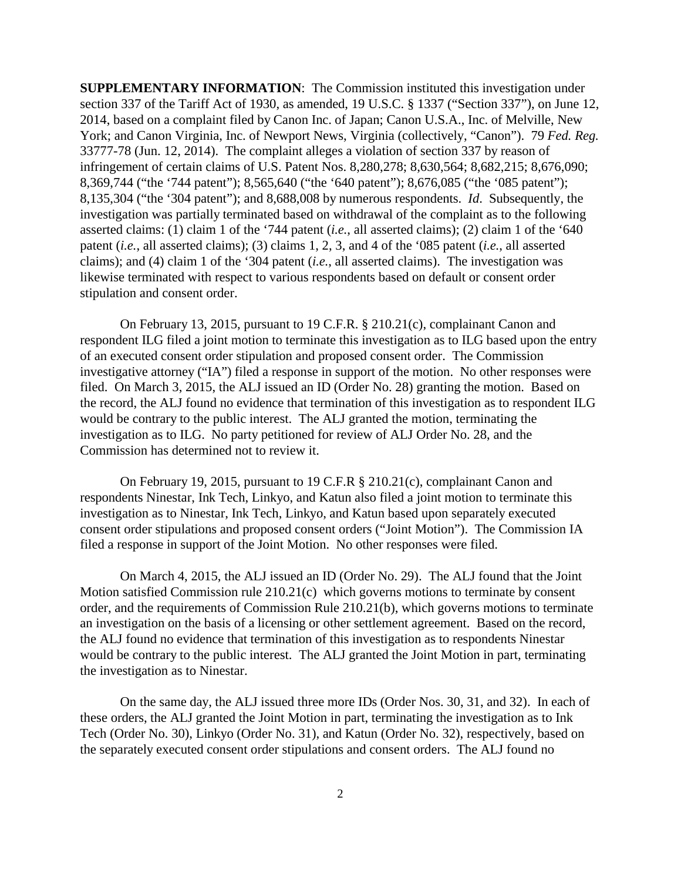**SUPPLEMENTARY INFORMATION**: The Commission instituted this investigation under section 337 of the Tariff Act of 1930, as amended, 19 U.S.C. § 1337 ("Section 337"), on June 12, 2014, based on a complaint filed by Canon Inc. of Japan; Canon U.S.A., Inc. of Melville, New York; and Canon Virginia, Inc. of Newport News, Virginia (collectively, "Canon"). 79 *Fed. Reg.* 33777-78 (Jun. 12, 2014). The complaint alleges a violation of section 337 by reason of infringement of certain claims of U.S. Patent Nos. 8,280,278; 8,630,564; 8,682,215; 8,676,090; 8,369,744 ("the '744 patent"); 8,565,640 ("the '640 patent"); 8,676,085 ("the '085 patent"); 8,135,304 ("the '304 patent"); and 8,688,008 by numerous respondents. *Id*. Subsequently, the investigation was partially terminated based on withdrawal of the complaint as to the following asserted claims: (1) claim 1 of the '744 patent (*i.e.*, all asserted claims); (2) claim 1 of the '640 patent (*i.e.*, all asserted claims); (3) claims 1, 2, 3, and 4 of the '085 patent (*i.e.*, all asserted claims); and (4) claim 1 of the '304 patent (*i.e.*, all asserted claims). The investigation was likewise terminated with respect to various respondents based on default or consent order stipulation and consent order.

On February 13, 2015, pursuant to 19 C.F.R. § 210.21(c), complainant Canon and respondent ILG filed a joint motion to terminate this investigation as to ILG based upon the entry of an executed consent order stipulation and proposed consent order. The Commission investigative attorney ("IA") filed a response in support of the motion. No other responses were filed. On March 3, 2015, the ALJ issued an ID (Order No. 28) granting the motion. Based on the record, the ALJ found no evidence that termination of this investigation as to respondent ILG would be contrary to the public interest. The ALJ granted the motion, terminating the investigation as to ILG. No party petitioned for review of ALJ Order No. 28, and the Commission has determined not to review it.

On February 19, 2015, pursuant to 19 C.F.R § 210.21(c), complainant Canon and respondents Ninestar, Ink Tech, Linkyo, and Katun also filed a joint motion to terminate this investigation as to Ninestar, Ink Tech, Linkyo, and Katun based upon separately executed consent order stipulations and proposed consent orders ("Joint Motion"). The Commission IA filed a response in support of the Joint Motion. No other responses were filed.

On March 4, 2015, the ALJ issued an ID (Order No. 29). The ALJ found that the Joint Motion satisfied Commission rule 210.21(c) which governs motions to terminate by consent order, and the requirements of Commission Rule 210.21(b), which governs motions to terminate an investigation on the basis of a licensing or other settlement agreement. Based on the record, the ALJ found no evidence that termination of this investigation as to respondents Ninestar would be contrary to the public interest. The ALJ granted the Joint Motion in part, terminating the investigation as to Ninestar.

On the same day, the ALJ issued three more IDs (Order Nos. 30, 31, and 32). In each of these orders, the ALJ granted the Joint Motion in part, terminating the investigation as to Ink Tech (Order No. 30), Linkyo (Order No. 31), and Katun (Order No. 32), respectively, based on the separately executed consent order stipulations and consent orders. The ALJ found no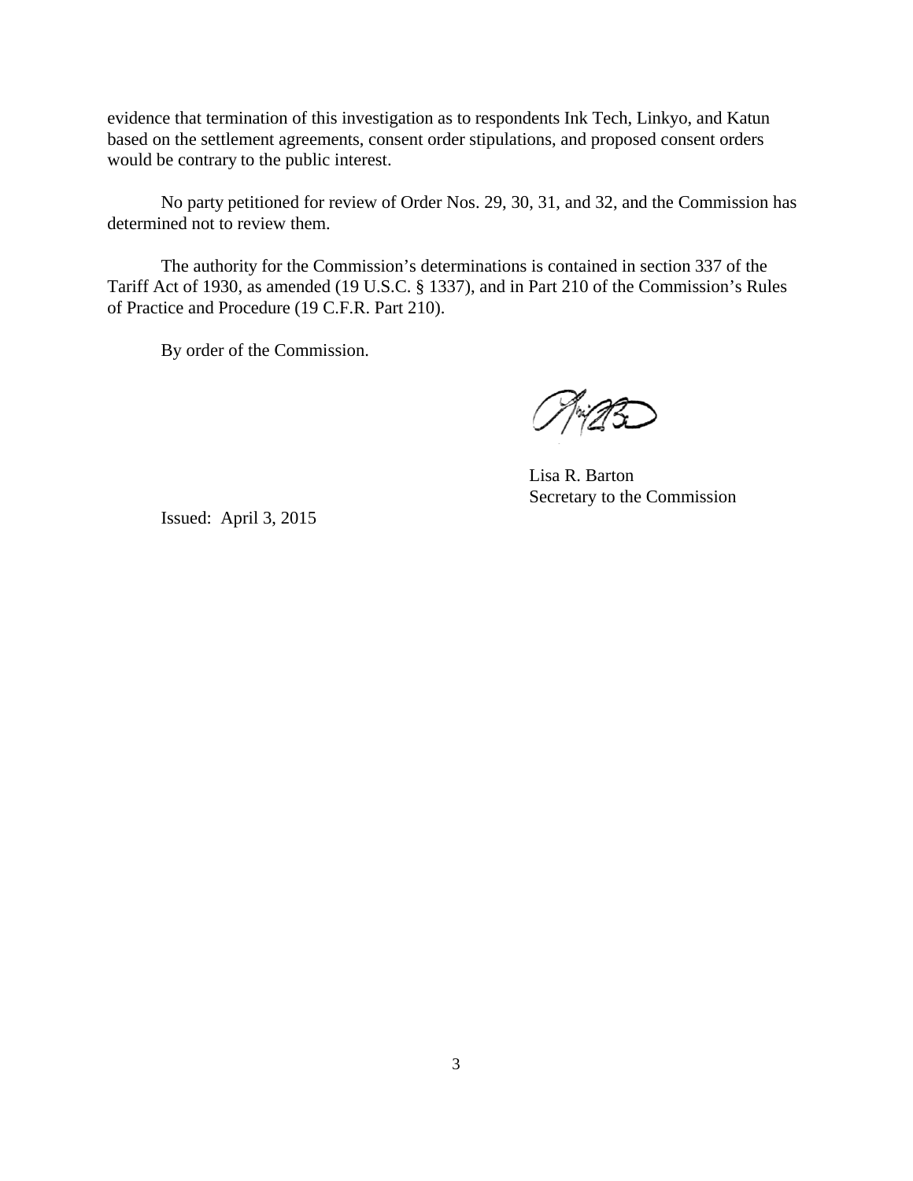evidence that termination of this investigation as to respondents Ink Tech, Linkyo, and Katun based on the settlement agreements, consent order stipulations, and proposed consent orders would be contrary to the public interest.

No party petitioned for review of Order Nos. 29, 30, 31, and 32, and the Commission has determined not to review them.

The authority for the Commission's determinations is contained in section 337 of the Tariff Act of 1930, as amended (19 U.S.C. § 1337), and in Part 210 of the Commission's Rules of Practice and Procedure (19 C.F.R. Part 210).

By order of the Commission.

Lisa R. Barton
Secretary to the Commission

Issued: April 3, 2015